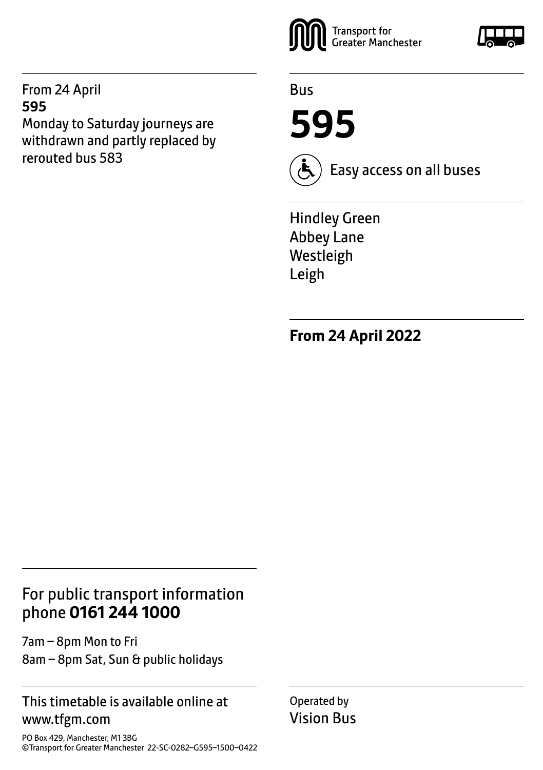Transport for Greater Manchester

Bus

# 595

Easy access on all buses

Hindley Green
Abbey Lane
Westleigh
Leigh

**From 24 April 2022**

From 24 April
**595**
Monday to Saturday journeys are withdrawn and partly replaced by rerouted bus 583

## For public transport information phone **0161 244 1000**

7am – 8pm Mon to Fri
8am – 8pm Sat, Sun & public holidays

This timetable is available online at www.tfgm.com

PO Box 429, Manchester, M1 3BG
©Transport for Greater Manchester 22-SC-0282–G595–1500–0422

Operated by
Vision Bus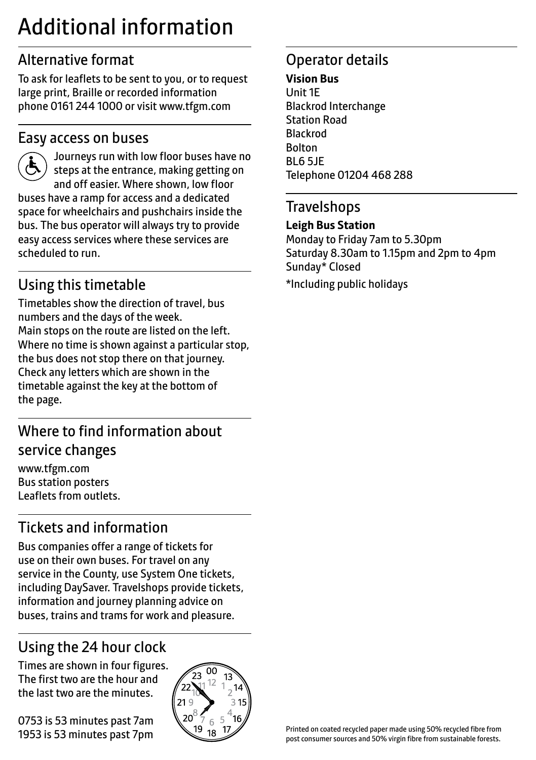# Additional information

## Alternative format

To ask for leaflets to be sent to you, or to request large print, Braille or recorded information phone 0161 244 1000 or visit www.tfgm.com

## Easy access on buses

Journeys run with low floor buses have no steps at the entrance, making getting on and off easier. Where shown, low floor buses have a ramp for access and a dedicated space for wheelchairs and pushchairs inside the bus. The bus operator will always try to provide easy access services where these services are scheduled to run.

## Using this timetable

Timetables show the direction of travel, bus numbers and the days of the week.
Main stops on the route are listed on the left. Where no time is shown against a particular stop, the bus does not stop there on that journey. Check any letters which are shown in the timetable against the key at the bottom of the page.

## Where to find information about service changes

www.tfgm.com
Bus station posters
Leaflets from outlets.

## Tickets and information

Bus companies offer a range of tickets for use on their own buses. For travel on any service in the County, use System One tickets, including DaySaver. Travelshops provide tickets, information and journey planning advice on buses, trains and trams for work and pleasure.

## Using the 24 hour clock

Times are shown in four figures. The first two are the hour and the last two are the minutes.

0753 is 53 minutes past 7am
1953 is 53 minutes past 7pm

## Operator details

**Vision Bus**
Unit 1E
Blackrod Interchange
Station Road
Blackrod
Bolton
BL6 5JE
Telephone 01204 468 288

## Travelshops

**Leigh Bus Station**
Monday to Friday 7am to 5.30pm
Saturday 8.30am to 1.15pm and 2pm to 4pm
Sunday* Closed

*Including public holidays

Printed on coated recycled paper made using 50% recycled fibre from post consumer sources and 50% virgin fibre from sustainable forests.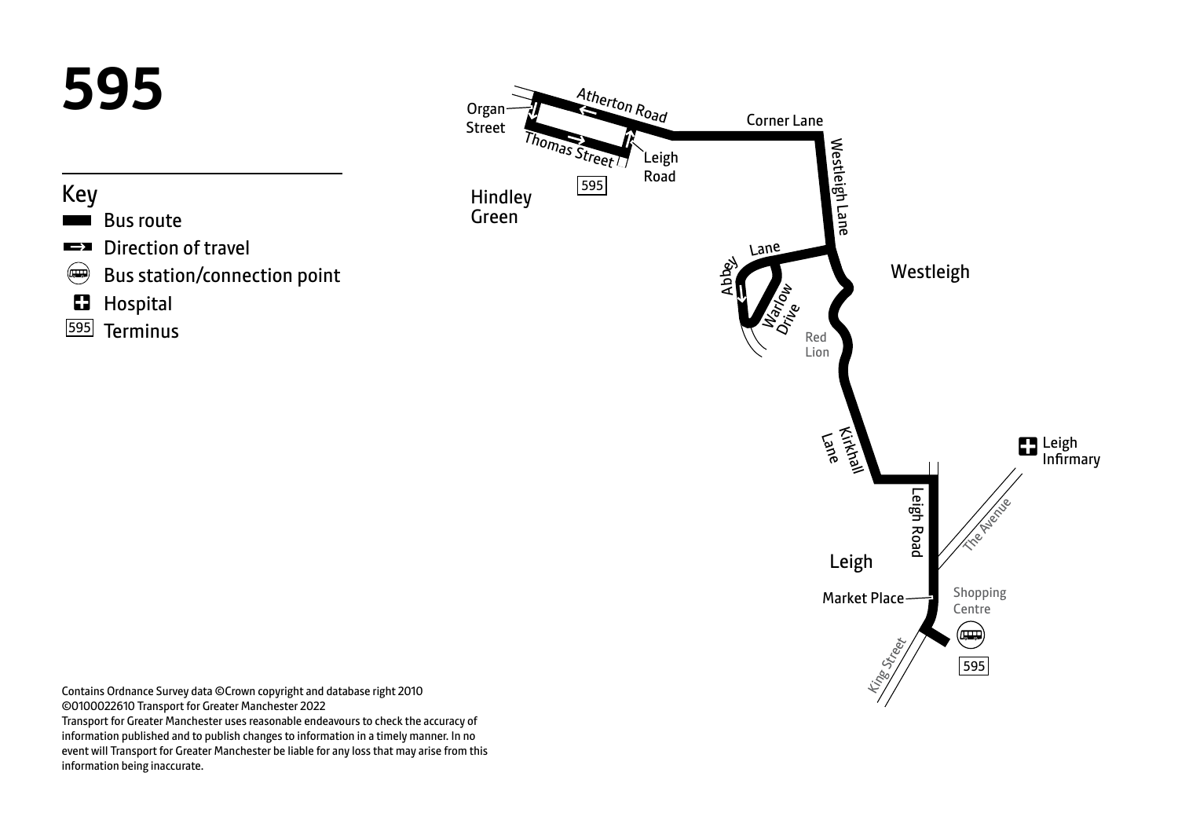# 595

## Key

- Bus route
- Direction of travel
- Bus station/connection point
- Hospital
- 595 Terminus

Organ Street

Atherton Road

Thomas Street

Leigh Road

595

Hindley Green

Corner Lane

Westleigh Lane

Westleigh

Abbey Lane

Warlow Drive

Red Lion

Kirkhall Lane

Leigh Infirmary

The Avenue

Leigh Road

Leigh

Market Place

Shopping Centre

King Street

595

Contains Ordnance Survey data ©Crown copyright and database right 2010
©0100022610 Transport for Greater Manchester 2022
Transport for Greater Manchester uses reasonable endeavours to check the accuracy of information published and to publish changes to information in a timely manner. In no event will Transport for Greater Manchester be liable for any loss that may arise from this information being inaccurate.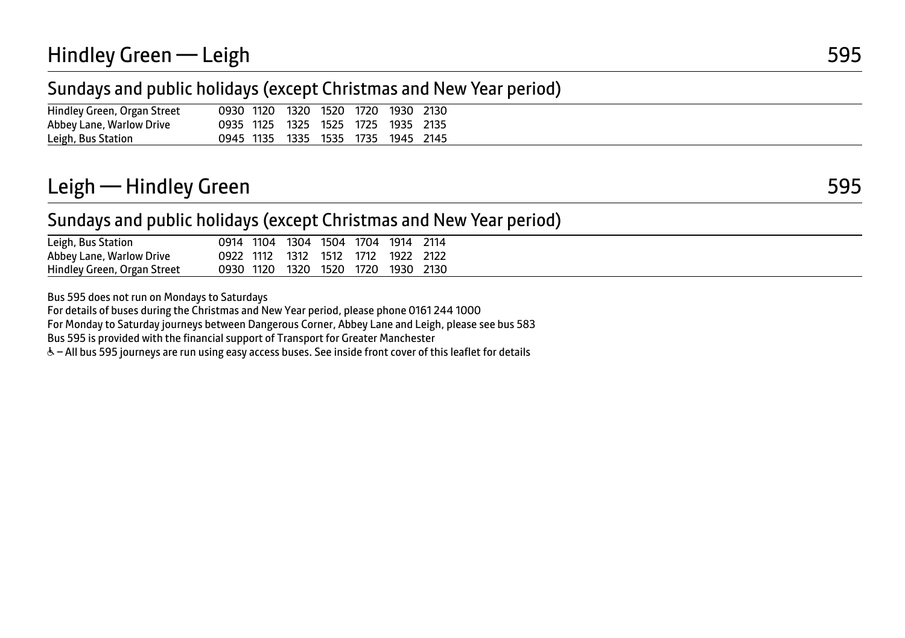# Hindley Green — Leigh 595

## Sundays and public holidays (except Christmas and New Year period)

| | | | | | | | |
|---|---|---|---|---|---|---|---|
| Hindley Green, Organ Street | 0930 | 1120 | 1320 | 1520 | 1720 | 1930 | 2130 |
| Abbey Lane, Warlow Drive | 0935 | 1125 | 1325 | 1525 | 1725 | 1935 | 2135 |
| Leigh, Bus Station | 0945 | 1135 | 1335 | 1535 | 1735 | 1945 | 2145 |

# Leigh — Hindley Green 595

## Sundays and public holidays (except Christmas and New Year period)

| | | | | | | | |
|---|---|---|---|---|---|---|---|
| Leigh, Bus Station | 0914 | 1104 | 1304 | 1504 | 1704 | 1914 | 2114 |
| Abbey Lane, Warlow Drive | 0922 | 1112 | 1312 | 1512 | 1712 | 1922 | 2122 |
| Hindley Green, Organ Street | 0930 | 1120 | 1320 | 1520 | 1720 | 1930 | 2130 |

Bus 595 does not run on Mondays to Saturdays

For details of buses during the Christmas and New Year period, please phone 0161 244 1000

For Monday to Saturday journeys between Dangerous Corner, Abbey Lane and Leigh, please see bus 583

Bus 595 is provided with the financial support of Transport for Greater Manchester

♿ – All bus 595 journeys are run using easy access buses. See inside front cover of this leaflet for details